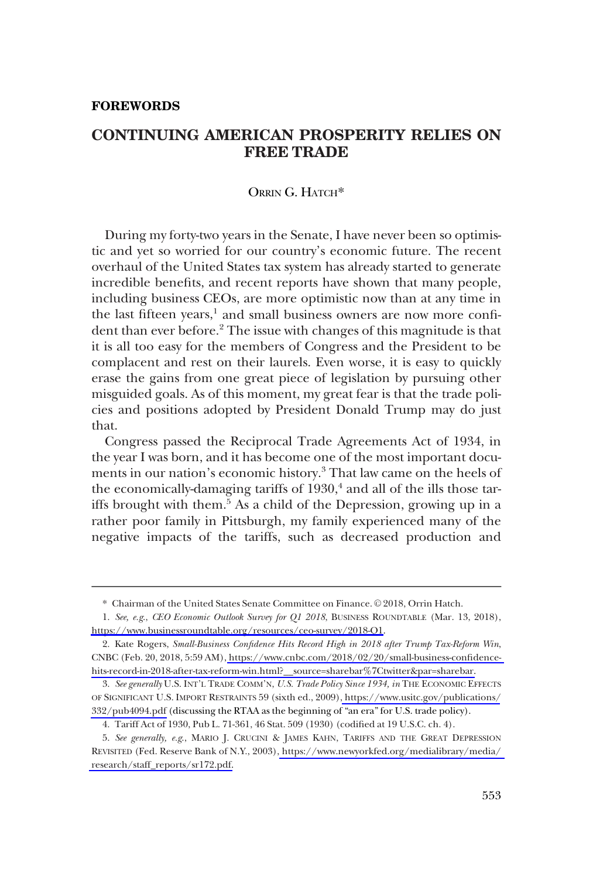**FOREWORDS**

# CONTINUING AMERICAN PROSPERITY RELIES ON FREE TRADE

ORRIN G. HATCH*

During my forty-two years in the Senate, I have never been so optimistic and yet so worried for our country's economic future. The recent overhaul of the United States tax system has already started to generate incredible benefits, and recent reports have shown that many people, including business CEOs, are more optimistic now than at any time in the last fifteen years,[1] and small business owners are now more confident than ever before.[2] The issue with changes of this magnitude is that it is all too easy for the members of Congress and the President to be complacent and rest on their laurels. Even worse, it is easy to quickly erase the gains from one great piece of legislation by pursuing other misguided goals. As of this moment, my great fear is that the trade policies and positions adopted by President Donald Trump may do just that.

Congress passed the Reciprocal Trade Agreements Act of 1934, in the year I was born, and it has become one of the most important documents in our nation's economic history.[3] That law came on the heels of the economically-damaging tariffs of 1930,[4] and all of the ills those tariffs brought with them.[5] As a child of the Depression, growing up in a rather poor family in Pittsburgh, my family experienced many of the negative impacts of the tariffs, such as decreased production and

---

\* Chairman of the United States Senate Committee on Finance. © 2018, Orrin Hatch.

1. *See, e.g.*, *CEO Economic Outlook Survey for Q1 2018*, BUSINESS ROUNDTABLE (Mar. 13, 2018), https://www.businessroundtable.org/resources/ceo-survey/2018-Q1.

2. Kate Rogers, *Small-Business Confidence Hits Record High in 2018 after Trump Tax-Reform Win*, CNBC (Feb. 20, 2018, 5:59 AM), https://www.cnbc.com/2018/02/20/small-business-confidence-hits-record-in-2018-after-tax-reform-win.html?__source=sharebar%7Ctwitter&par=sharebar.

3. *See generally* U.S. INT'L TRADE COMM'N, *U.S. Trade Policy Since 1934*, *in* THE ECONOMIC EFFECTS OF SIGNIFICANT U.S. IMPORT RESTRAINTS 59 (sixth ed., 2009), https://www.usitc.gov/publications/332/pub4094.pdf (discussing the RTAA as the beginning of "an era" for U.S. trade policy).

4. Tariff Act of 1930, Pub L. 71-361, 46 Stat. 509 (1930) (codified at 19 U.S.C. ch. 4).

5. *See generally, e.g.*, MARIO J. CRUCINI & JAMES KAHN, TARIFFS AND THE GREAT DEPRESSION REVISITED (Fed. Reserve Bank of N.Y., 2003), https://www.newyorkfed.org/medialibrary/media/research/staff_reports/sr172.pdf.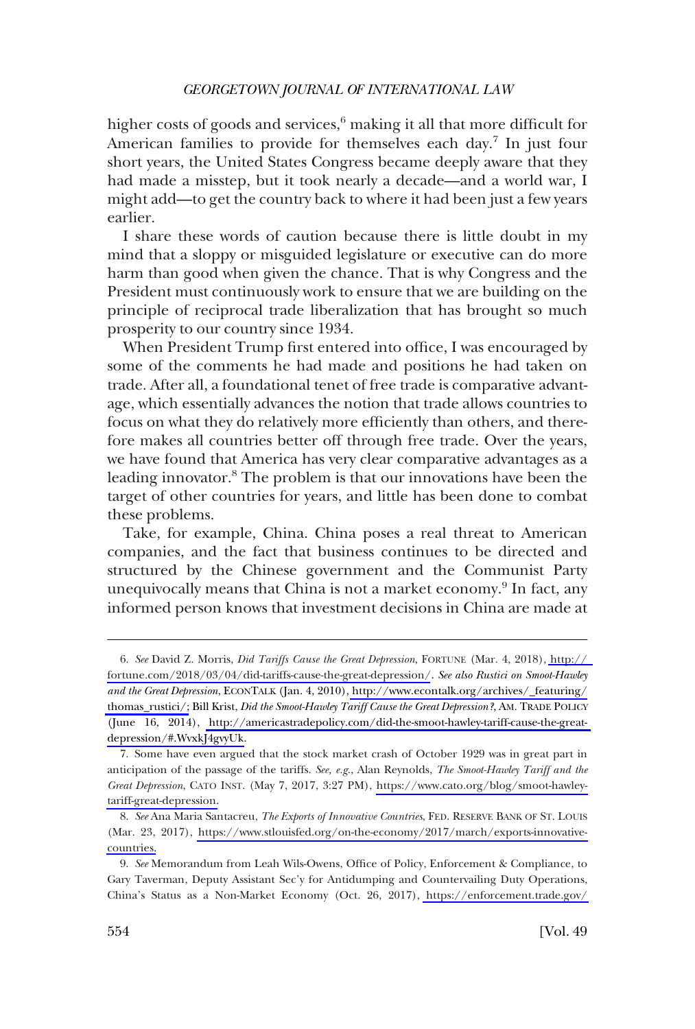higher costs of goods and services,[6] making it all that more difficult for American families to provide for themselves each day.[7] In just four short years, the United States Congress became deeply aware that they had made a misstep, but it took nearly a decade—and a world war, I might add—to get the country back to where it had been just a few years earlier.

I share these words of caution because there is little doubt in my mind that a sloppy or misguided legislature or executive can do more harm than good when given the chance. That is why Congress and the President must continuously work to ensure that we are building on the principle of reciprocal trade liberalization that has brought so much prosperity to our country since 1934.

When President Trump first entered into office, I was encouraged by some of the comments he had made and positions he had taken on trade. After all, a foundational tenet of free trade is comparative advantage, which essentially advances the notion that trade allows countries to focus on what they do relatively more efficiently than others, and therefore makes all countries better off through free trade. Over the years, we have found that America has very clear comparative advantages as a leading innovator.[8] The problem is that our innovations have been the target of other countries for years, and little has been done to combat these problems.

Take, for example, China. China poses a real threat to American companies, and the fact that business continues to be directed and structured by the Chinese government and the Communist Party unequivocally means that China is not a market economy.[9] In fact, any informed person knows that investment decisions in China are made at

---

6. *See* David Z. Morris, *Did Tariffs Cause the Great Depression*, FORTUNE (Mar. 4, 2018), http://fortune.com/2018/03/04/did-tariffs-cause-the-great-depression/. *See also Rustici on Smoot-Hawley and the Great Depression*, ECONTALK (Jan. 4, 2010), http://www.econtalk.org/archives/_featuring/thomas_rustici/; Bill Krist, *Did the Smoot-Hawley Tariff Cause the Great Depression?*, AM. TRADE POLICY (June 16, 2014), http://americastradepolicy.com/did-the-smoot-hawley-tariff-cause-the-great-depression/#.WvxkJ4gvyUk.

7. Some have even argued that the stock market crash of October 1929 was in great part in anticipation of the passage of the tariffs. *See, e.g.*, Alan Reynolds, *The Smoot-Hawley Tariff and the Great Depression*, CATO INST. (May 7, 2017, 3:27 PM), https://www.cato.org/blog/smoot-hawley-tariff-great-depression.

8. *See* Ana Maria Santacreu, *The Exports of Innovative Countries*, FED. RESERVE BANK OF ST. LOUIS (Mar. 23, 2017), https://www.stlouisfed.org/on-the-economy/2017/march/exports-innovative-countries.

9. *See* Memorandum from Leah Wils-Owens, Office of Policy, Enforcement & Compliance, to Gary Taverman, Deputy Assistant Sec'y for Antidumping and Countervailing Duty Operations, China's Status as a Non-Market Economy (Oct. 26, 2017), https://enforcement.trade.gov/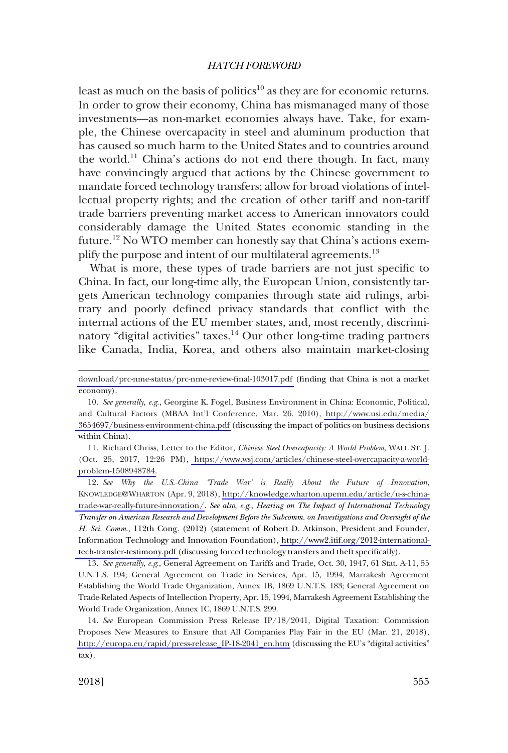least as much on the basis of politics[10] as they are for economic returns. In order to grow their economy, China has mismanaged many of those investments—as non-market economies always have. Take, for example, the Chinese overcapacity in steel and aluminum production that has caused so much harm to the United States and to countries around the world.[11] China's actions do not end there though. In fact, many have convincingly argued that actions by the Chinese government to mandate forced technology transfers; allow for broad violations of intellectual property rights; and the creation of other tariff and non-tariff trade barriers preventing market access to American innovators could considerably damage the United States economic standing in the future.[12] No WTO member can honestly say that China's actions exemplify the purpose and intent of our multilateral agreements.[13]

What is more, these types of trade barriers are not just specific to China. In fact, our long-time ally, the European Union, consistently targets American technology companies through state aid rulings, arbitrary and poorly defined privacy standards that conflict with the internal actions of the EU member states, and, most recently, discriminatory "digital activities" taxes.[14] Our other long-time trading partners like Canada, India, Korea, and others also maintain market-closing

---

download/prc-nme-status/prc-nme-review-final-103017.pdf (finding that China is not a market economy).

10. *See generally, e.g.*, Georgine K. Fogel, Business Environment in China: Economic, Political, and Cultural Factors (MBAA Int'l Conference, Mar. 26, 2010), http://www.usi.edu/media/3654697/business-environment-china.pdf (discussing the impact of politics on business decisions within China).

11. Richard Chriss, Letter to the Editor, *Chinese Steel Overcapacity: A World Problem*, WALL ST. J. (Oct. 25, 2017, 12:26 PM), https://www.wsj.com/articles/chinese-steel-overcapacity-a-world-problem-1508948784.

12. *See Why the U.S.-China 'Trade War' is Really About the Future of Innovation*, KNOWLEDGE@WHARTON (Apr. 9, 2018), http://knowledge.wharton.upenn.edu/article/u-s-china-trade-war-really-future-innovation/. *See also, e.g.*, *Hearing on The Impact of International Technology Transfer on American Research and Development Before the Subcomm. on Investigations and Oversight of the H. Sci. Comm.*, 112th Cong. (2012) (statement of Robert D. Atkinson, President and Founder, Information Technology and Innovation Foundation), http://www2.itif.org/2012-international-tech-transfer-testimony.pdf (discussing forced technology transfers and theft specifically).

13. *See generally, e.g.*, General Agreement on Tariffs and Trade, Oct. 30, 1947, 61 Stat. A-11, 55 U.N.T.S. 194; General Agreement on Trade in Services, Apr. 15, 1994, Marrakesh Agreement Establishing the World Trade Organization, Annex 1B, 1869 U.N.T.S. 183; General Agreement on Trade-Related Aspects of Intellection Property, Apr. 15, 1994, Marrakesh Agreement Establishing the World Trade Organization, Annex 1C, 1869 U.N.T.S. 299.

14. *See* European Commission Press Release IP/18/2041, Digital Taxation: Commission Proposes New Measures to Ensure that All Companies Play Fair in the EU (Mar. 21, 2018), http://europa.eu/rapid/press-release_IP-18-2041_en.htm (discussing the EU's "digital activities" tax).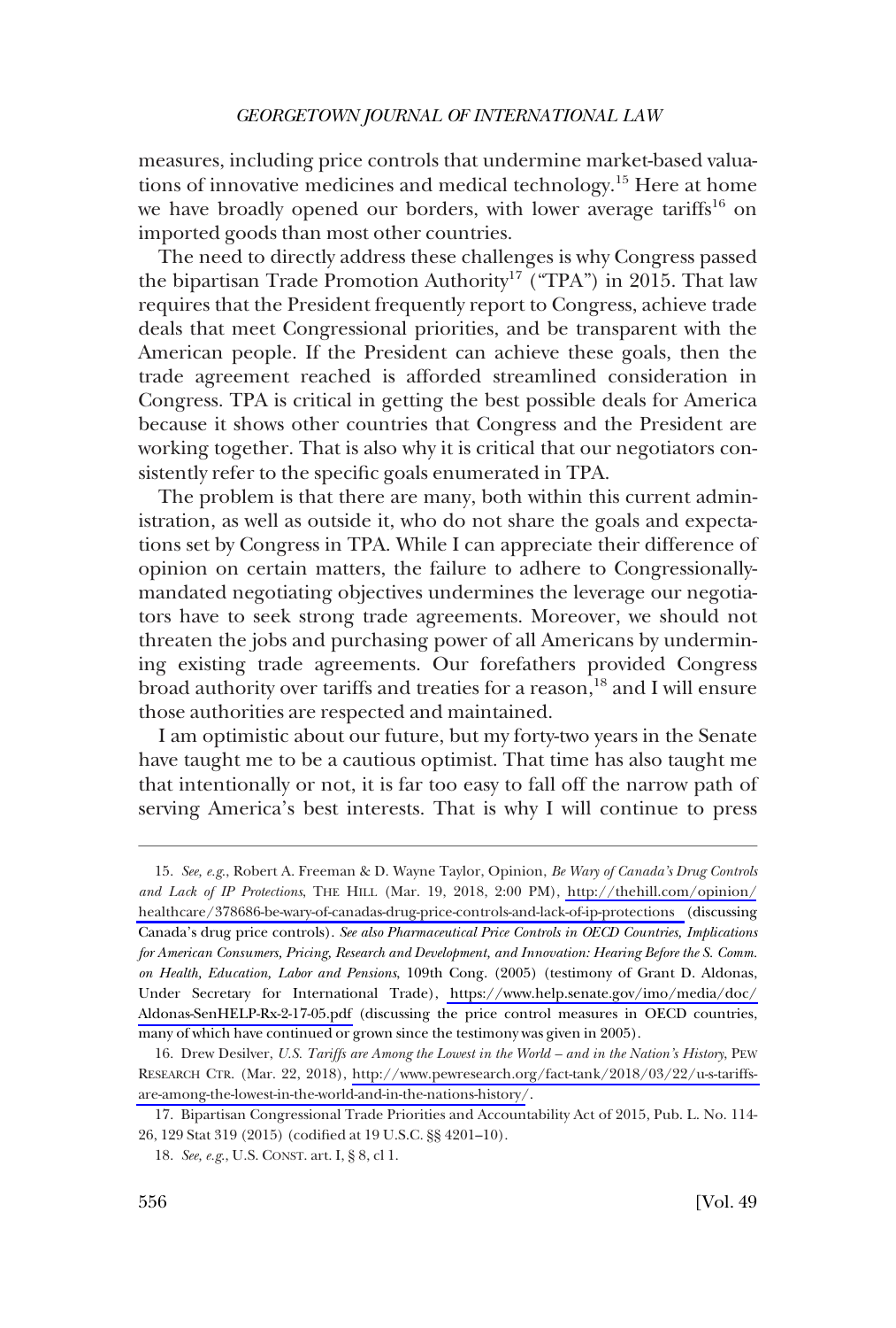measures, including price controls that undermine market-based valuations of innovative medicines and medical technology.[15] Here at home we have broadly opened our borders, with lower average tariffs[16] on imported goods than most other countries.

The need to directly address these challenges is why Congress passed the bipartisan Trade Promotion Authority[17] ("TPA") in 2015. That law requires that the President frequently report to Congress, achieve trade deals that meet Congressional priorities, and be transparent with the American people. If the President can achieve these goals, then the trade agreement reached is afforded streamlined consideration in Congress. TPA is critical in getting the best possible deals for America because it shows other countries that Congress and the President are working together. That is also why it is critical that our negotiators consistently refer to the specific goals enumerated in TPA.

The problem is that there are many, both within this current administration, as well as outside it, who do not share the goals and expectations set by Congress in TPA. While I can appreciate their difference of opinion on certain matters, the failure to adhere to Congressionally-mandated negotiating objectives undermines the leverage our negotiators have to seek strong trade agreements. Moreover, we should not threaten the jobs and purchasing power of all Americans by undermining existing trade agreements. Our forefathers provided Congress broad authority over tariffs and treaties for a reason,[18] and I will ensure those authorities are respected and maintained.

I am optimistic about our future, but my forty-two years in the Senate have taught me to be a cautious optimist. That time has also taught me that intentionally or not, it is far too easy to fall off the narrow path of serving America's best interests. That is why I will continue to press

---

15. *See, e.g.*, Robert A. Freeman & D. Wayne Taylor, Opinion, *Be Wary of Canada's Drug Controls and Lack of IP Protections*, THE HILL (Mar. 19, 2018, 2:00 PM), http://thehill.com/opinion/healthcare/378686-be-wary-of-canadas-drug-price-controls-and-lack-of-ip-protections (discussing Canada's drug price controls). *See also Pharmaceutical Price Controls in OECD Countries, Implications for American Consumers, Pricing, Research and Development, and Innovation: Hearing Before the S. Comm. on Health, Education, Labor and Pensions*, 109th Cong. (2005) (testimony of Grant D. Aldonas, Under Secretary for International Trade), https://www.help.senate.gov/imo/media/doc/Aldonas-SenHELP-Rx-2-17-05.pdf (discussing the price control measures in OECD countries, many of which have continued or grown since the testimony was given in 2005).

16. Drew Desilver, *U.S. Tariffs are Among the Lowest in the World – and in the Nation's History*, PEW RESEARCH CTR. (Mar. 22, 2018), http://www.pewresearch.org/fact-tank/2018/03/22/u-s-tariffs-are-among-the-lowest-in-the-world-and-in-the-nations-history/.

17. Bipartisan Congressional Trade Priorities and Accountability Act of 2015, Pub. L. No. 114-26, 129 Stat 319 (2015) (codified at 19 U.S.C. §§ 4201–10).

18. *See, e.g.*, U.S. CONST. art. I, § 8, cl 1.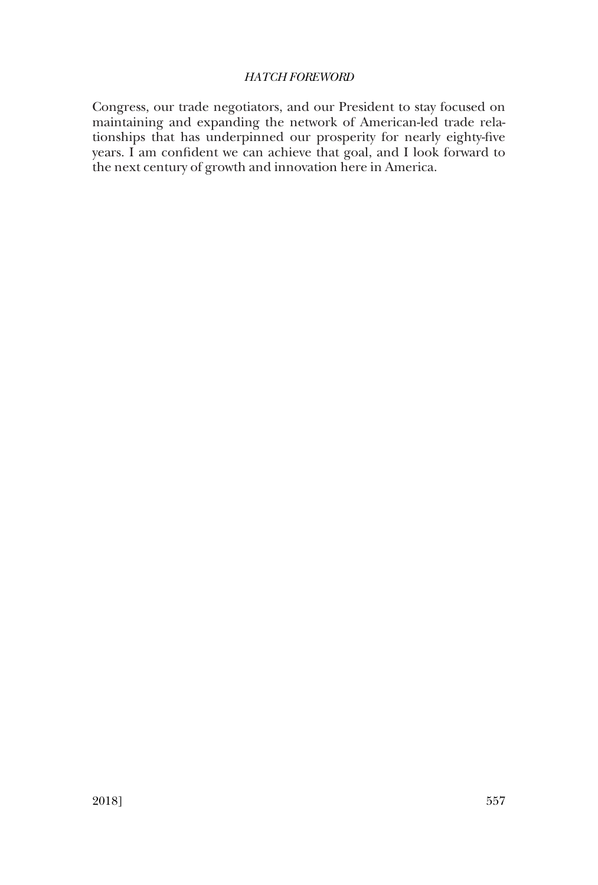Congress, our trade negotiators, and our President to stay focused on maintaining and expanding the network of American-led trade relationships that has underpinned our prosperity for nearly eighty-five years. I am confident we can achieve that goal, and I look forward to the next century of growth and innovation here in America.